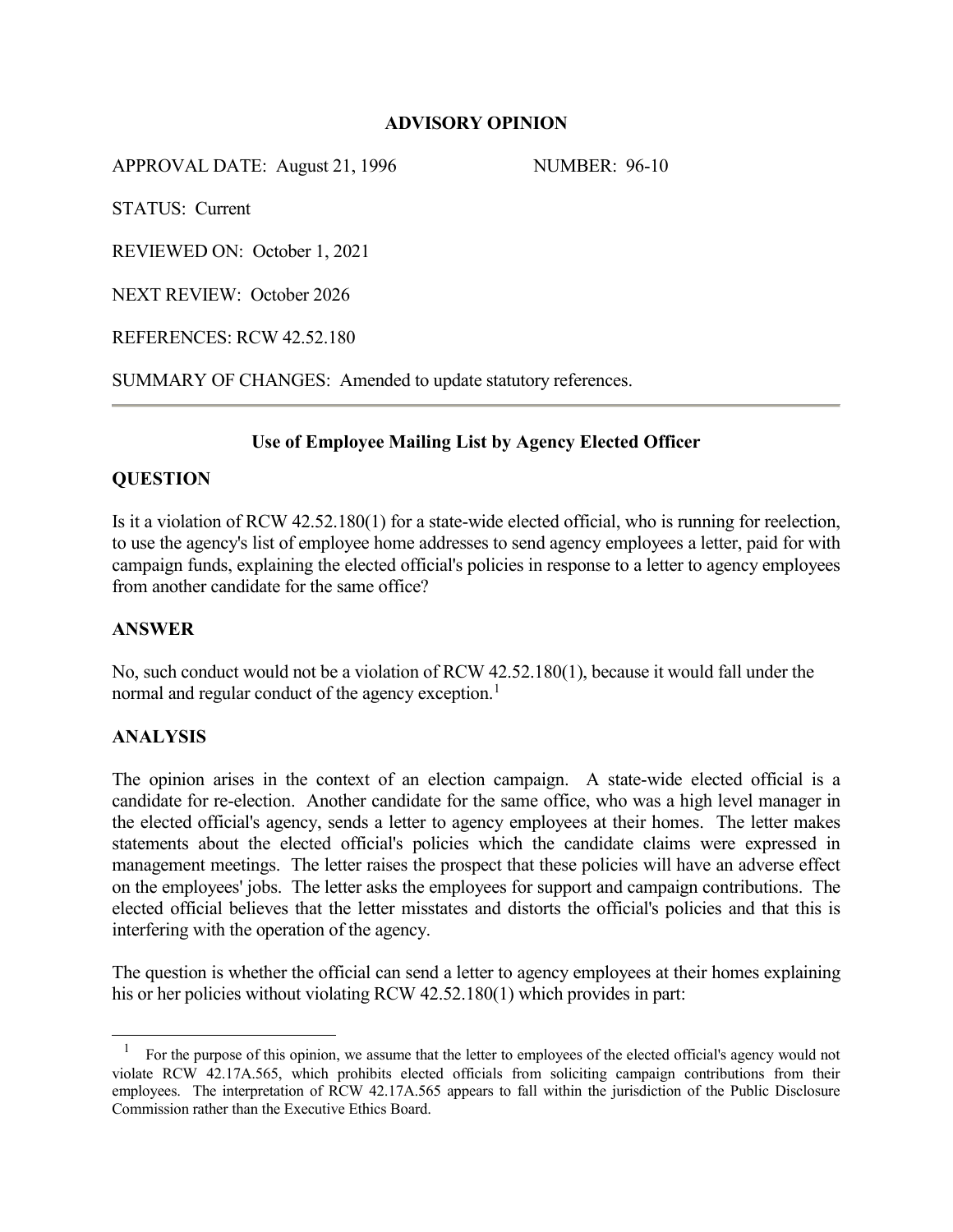# ADVISORY OPINION

APPROVAL DATE: August 21, 1996 NUMBER: 96-10

STATUS: Current

REVIEWED ON: October 1, 2021

NEXT REVIEW: October 2026

REFERENCES: RCW 42.52.180

SUMMARY OF CHANGES: Amended to update statutory references.

---

## Use of Employee Mailing List by Agency Elected Officer

### QUESTION

Is it a violation of RCW 42.52.180(1) for a state-wide elected official, who is running for reelection, to use the agency's list of employee home addresses to send agency employees a letter, paid for with campaign funds, explaining the elected official's policies in response to a letter to agency employees from another candidate for the same office?

### ANSWER

No, such conduct would not be a violation of RCW 42.52.180(1), because it would fall under the normal and regular conduct of the agency exception.[1]

### ANALYSIS

The opinion arises in the context of an election campaign. A state-wide elected official is a candidate for re-election. Another candidate for the same office, who was a high level manager in the elected official's agency, sends a letter to agency employees at their homes. The letter makes statements about the elected official's policies which the candidate claims were expressed in management meetings. The letter raises the prospect that these policies will have an adverse effect on the employees' jobs. The letter asks the employees for support and campaign contributions. The elected official believes that the letter misstates and distorts the official's policies and that this is interfering with the operation of the agency.

The question is whether the official can send a letter to agency employees at their homes explaining his or her policies without violating RCW 42.52.180(1) which provides in part:

---

[1] For the purpose of this opinion, we assume that the letter to employees of the elected official's agency would not violate RCW 42.17A.565, which prohibits elected officials from soliciting campaign contributions from their employees. The interpretation of RCW 42.17A.565 appears to fall within the jurisdiction of the Public Disclosure Commission rather than the Executive Ethics Board.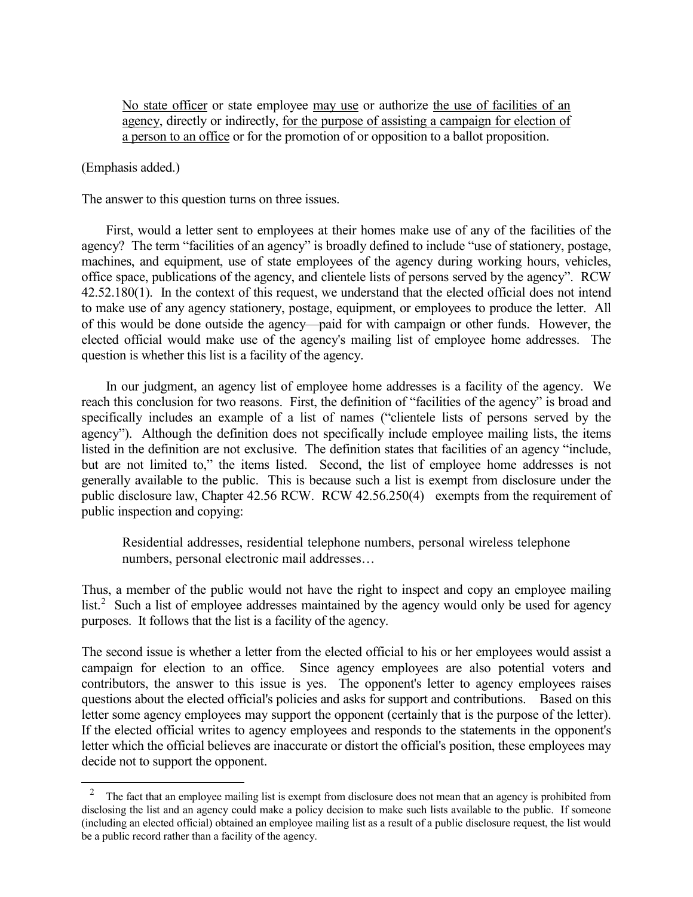> <u>No state officer</u> or state employee <u>may use</u> or authorize <u>the use of facilities of an agency</u>, directly or indirectly, <u>for the purpose of assisting a campaign for election of a person to an office</u> or for the promotion of or opposition to a ballot proposition.

(Emphasis added.)

The answer to this question turns on three issues.

First, would a letter sent to employees at their homes make use of any of the facilities of the agency? The term "facilities of an agency" is broadly defined to include "use of stationery, postage, machines, and equipment, use of state employees of the agency during working hours, vehicles, office space, publications of the agency, and clientele lists of persons served by the agency". RCW 42.52.180(1). In the context of this request, we understand that the elected official does not intend to make use of any agency stationery, postage, equipment, or employees to produce the letter. All of this would be done outside the agency—paid for with campaign or other funds. However, the elected official would make use of the agency's mailing list of employee home addresses. The question is whether this list is a facility of the agency.

In our judgment, an agency list of employee home addresses is a facility of the agency. We reach this conclusion for two reasons. First, the definition of "facilities of the agency" is broad and specifically includes an example of a list of names ("clientele lists of persons served by the agency"). Although the definition does not specifically include employee mailing lists, the items listed in the definition are not exclusive. The definition states that facilities of an agency "include, but are not limited to," the items listed. Second, the list of employee home addresses is not generally available to the public. This is because such a list is exempt from disclosure under the public disclosure law, Chapter 42.56 RCW. RCW 42.56.250(4) exempts from the requirement of public inspection and copying:

> Residential addresses, residential telephone numbers, personal wireless telephone numbers, personal electronic mail addresses…

Thus, a member of the public would not have the right to inspect and copy an employee mailing list.[2] Such a list of employee addresses maintained by the agency would only be used for agency purposes. It follows that the list is a facility of the agency.

The second issue is whether a letter from the elected official to his or her employees would assist a campaign for election to an office. Since agency employees are also potential voters and contributors, the answer to this issue is yes. The opponent's letter to agency employees raises questions about the elected official's policies and asks for support and contributions. Based on this letter some agency employees may support the opponent (certainly that is the purpose of the letter). If the elected official writes to agency employees and responds to the statements in the opponent's letter which the official believes are inaccurate or distort the official's position, these employees may decide not to support the opponent.

---

[2] The fact that an employee mailing list is exempt from disclosure does not mean that an agency is prohibited from disclosing the list and an agency could make a policy decision to make such lists available to the public. If someone (including an elected official) obtained an employee mailing list as a result of a public disclosure request, the list would be a public record rather than a facility of the agency.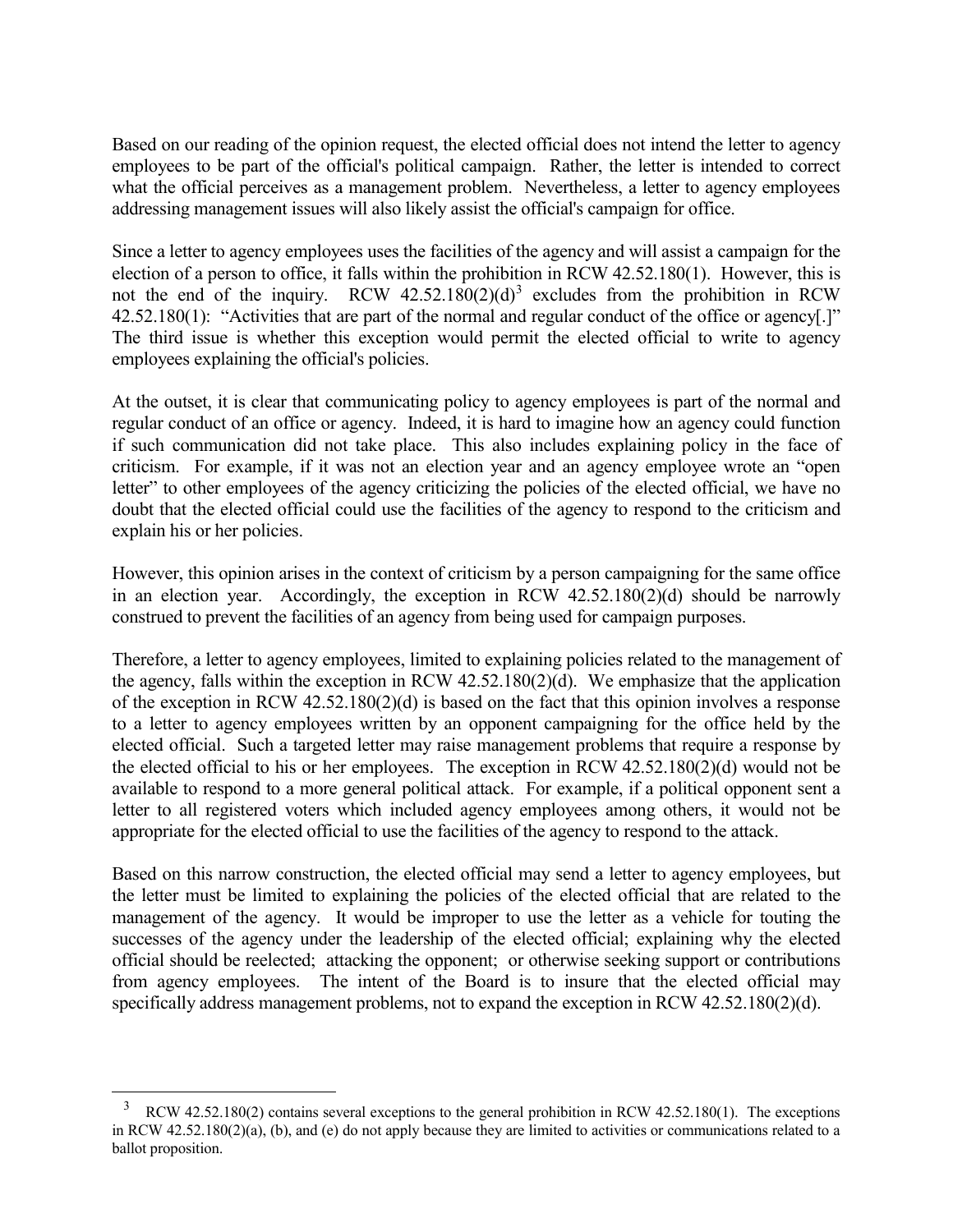Based on our reading of the opinion request, the elected official does not intend the letter to agency employees to be part of the official's political campaign. Rather, the letter is intended to correct what the official perceives as a management problem. Nevertheless, a letter to agency employees addressing management issues will also likely assist the official's campaign for office.

Since a letter to agency employees uses the facilities of the agency and will assist a campaign for the election of a person to office, it falls within the prohibition in RCW 42.52.180(1). However, this is not the end of the inquiry. RCW 42.52.180(2)(d)[3] excludes from the prohibition in RCW 42.52.180(1): "Activities that are part of the normal and regular conduct of the office or agency[.]" The third issue is whether this exception would permit the elected official to write to agency employees explaining the official's policies.

At the outset, it is clear that communicating policy to agency employees is part of the normal and regular conduct of an office or agency. Indeed, it is hard to imagine how an agency could function if such communication did not take place. This also includes explaining policy in the face of criticism. For example, if it was not an election year and an agency employee wrote an "open letter" to other employees of the agency criticizing the policies of the elected official, we have no doubt that the elected official could use the facilities of the agency to respond to the criticism and explain his or her policies.

However, this opinion arises in the context of criticism by a person campaigning for the same office in an election year. Accordingly, the exception in RCW 42.52.180(2)(d) should be narrowly construed to prevent the facilities of an agency from being used for campaign purposes.

Therefore, a letter to agency employees, limited to explaining policies related to the management of the agency, falls within the exception in RCW 42.52.180(2)(d). We emphasize that the application of the exception in RCW 42.52.180(2)(d) is based on the fact that this opinion involves a response to a letter to agency employees written by an opponent campaigning for the office held by the elected official. Such a targeted letter may raise management problems that require a response by the elected official to his or her employees. The exception in RCW 42.52.180(2)(d) would not be available to respond to a more general political attack. For example, if a political opponent sent a letter to all registered voters which included agency employees among others, it would not be appropriate for the elected official to use the facilities of the agency to respond to the attack.

Based on this narrow construction, the elected official may send a letter to agency employees, but the letter must be limited to explaining the policies of the elected official that are related to the management of the agency. It would be improper to use the letter as a vehicle for touting the successes of the agency under the leadership of the elected official; explaining why the elected official should be reelected; attacking the opponent; or otherwise seeking support or contributions from agency employees. The intent of the Board is to insure that the elected official may specifically address management problems, not to expand the exception in RCW 42.52.180(2)(d).

---

[3] RCW 42.52.180(2) contains several exceptions to the general prohibition in RCW 42.52.180(1). The exceptions in RCW 42.52.180(2)(a), (b), and (e) do not apply because they are limited to activities or communications related to a ballot proposition.